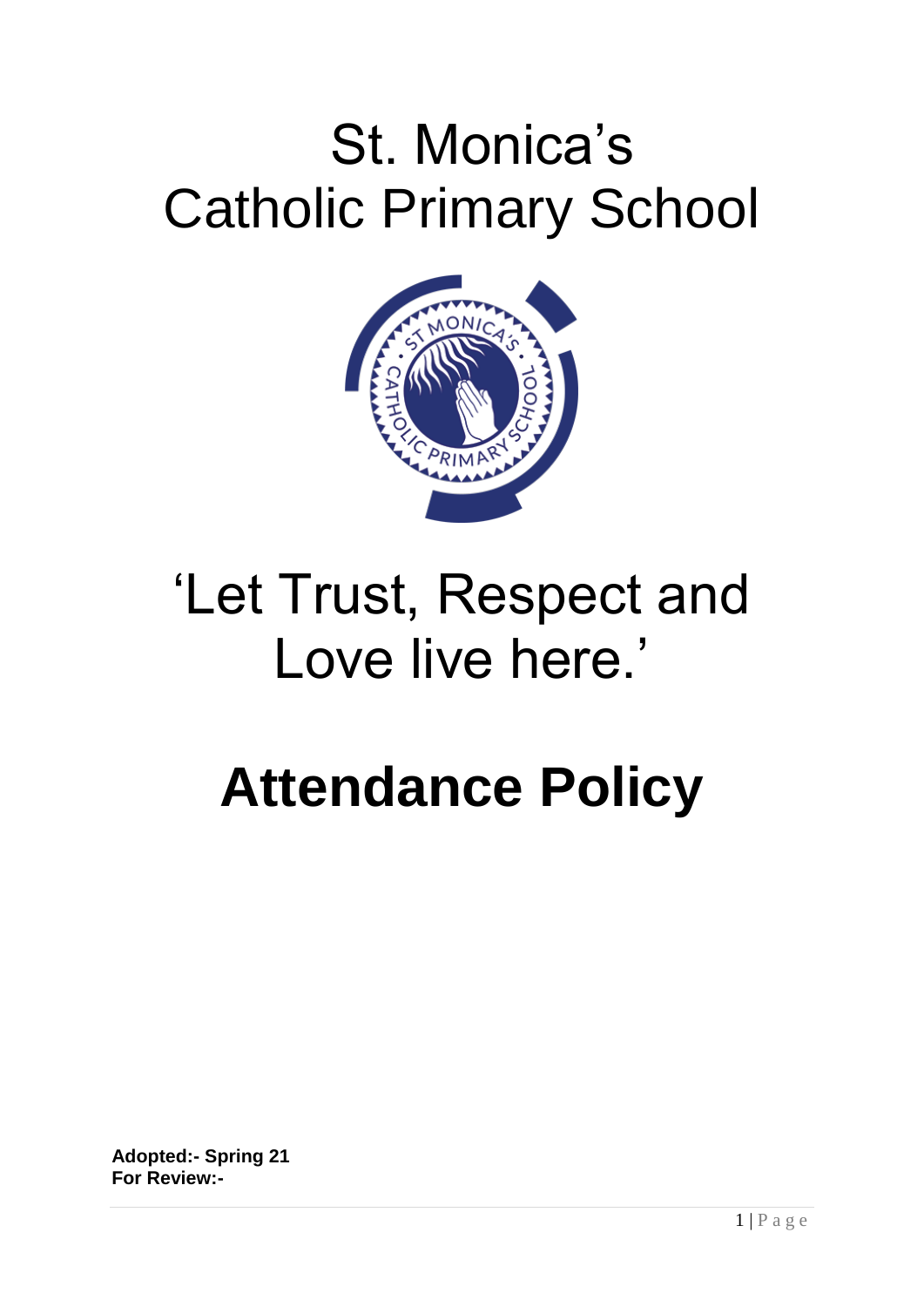# St. Monica's Catholic Primary School

'Let Trust, Respect and Love live here.'

# Attendance Policy

**Adopted:- Spring 21**
**For Review:-**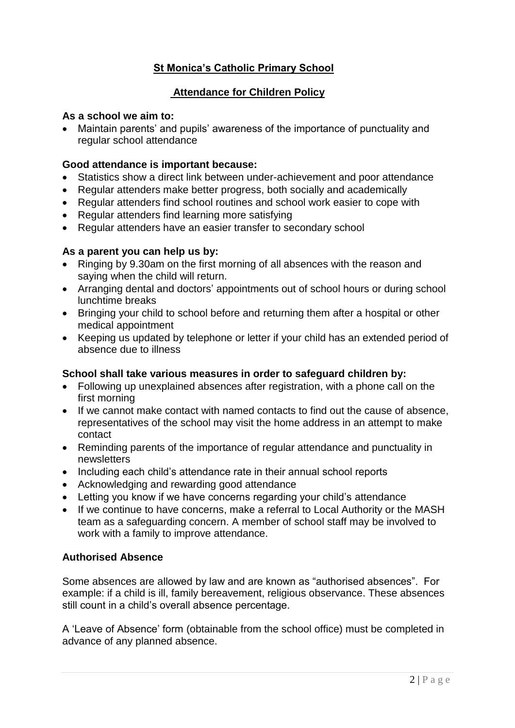# St Monica's Catholic Primary School

## Attendance for Children Policy

**As a school we aim to:**

- Maintain parents' and pupils' awareness of the importance of punctuality and regular school attendance

**Good attendance is important because:**

- Statistics show a direct link between under-achievement and poor attendance
- Regular attenders make better progress, both socially and academically
- Regular attenders find school routines and school work easier to cope with
- Regular attenders find learning more satisfying
- Regular attenders have an easier transfer to secondary school

**As a parent you can help us by:**

- Ringing by 9.30am on the first morning of all absences with the reason and saying when the child will return.
- Arranging dental and doctors' appointments out of school hours or during school lunchtime breaks
- Bringing your child to school before and returning them after a hospital or other medical appointment
- Keeping us updated by telephone or letter if your child has an extended period of absence due to illness

**School shall take various measures in order to safeguard children by:**

- Following up unexplained absences after registration, with a phone call on the first morning
- If we cannot make contact with named contacts to find out the cause of absence, representatives of the school may visit the home address in an attempt to make contact
- Reminding parents of the importance of regular attendance and punctuality in newsletters
- Including each child's attendance rate in their annual school reports
- Acknowledging and rewarding good attendance
- Letting you know if we have concerns regarding your child's attendance
- If we continue to have concerns, make a referral to Local Authority or the MASH team as a safeguarding concern. A member of school staff may be involved to work with a family to improve attendance.

**Authorised Absence**

Some absences are allowed by law and are known as "authorised absences". For example: if a child is ill, family bereavement, religious observance. These absences still count in a child's overall absence percentage.

A 'Leave of Absence' form (obtainable from the school office) must be completed in advance of any planned absence.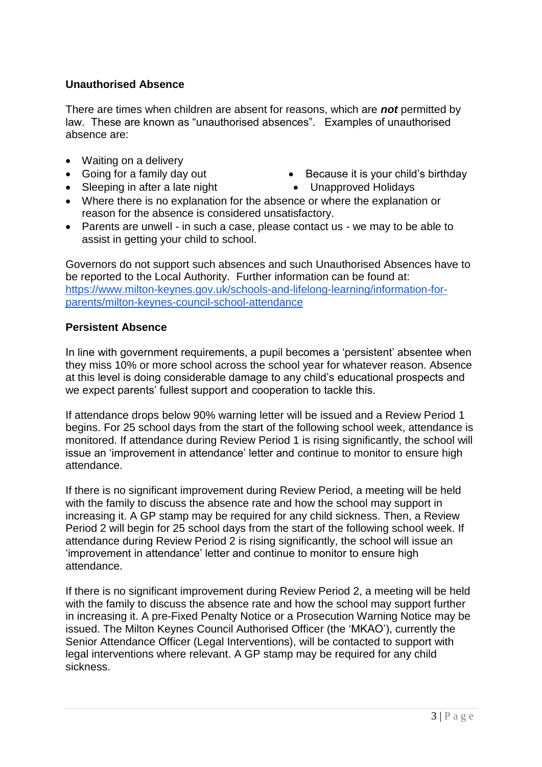**Unauthorised Absence**

There are times when children are absent for reasons, which are ***not*** permitted by law. These are known as “unauthorised absences”. Examples of unauthorised absence are:

- Waiting on a delivery
- Going for a family day out
- Sleeping in after a late night
- Because it is your child’s birthday
- Unapproved Holidays
- Where there is no explanation for the absence or where the explanation or reason for the absence is considered unsatisfactory.
- Parents are unwell - in such a case, please contact us - we may to be able to assist in getting your child to school.

Governors do not support such absences and such Unauthorised Absences have to be reported to the Local Authority. Further information can be found at: [https://www.milton-keynes.gov.uk/schools-and-lifelong-learning/information-for-parents/milton-keynes-council-school-attendance](https://www.milton-keynes.gov.uk/schools-and-lifelong-learning/information-for-parents/milton-keynes-council-school-attendance)

**Persistent Absence**

In line with government requirements, a pupil becomes a ‘persistent’ absentee when they miss 10% or more school across the school year for whatever reason. Absence at this level is doing considerable damage to any child’s educational prospects and we expect parents’ fullest support and cooperation to tackle this.

If attendance drops below 90% warning letter will be issued and a Review Period 1 begins. For 25 school days from the start of the following school week, attendance is monitored. If attendance during Review Period 1 is rising significantly, the school will issue an ‘improvement in attendance’ letter and continue to monitor to ensure high attendance.

If there is no significant improvement during Review Period, a meeting will be held with the family to discuss the absence rate and how the school may support in increasing it. A GP stamp may be required for any child sickness. Then, a Review Period 2 will begin for 25 school days from the start of the following school week. If attendance during Review Period 2 is rising significantly, the school will issue an ‘improvement in attendance’ letter and continue to monitor to ensure high attendance.

If there is no significant improvement during Review Period 2, a meeting will be held with the family to discuss the absence rate and how the school may support further in increasing it. A pre-Fixed Penalty Notice or a Prosecution Warning Notice may be issued. The Milton Keynes Council Authorised Officer (the ‘MKAO’), currently the Senior Attendance Officer (Legal Interventions), will be contacted to support with legal interventions where relevant. A GP stamp may be required for any child sickness.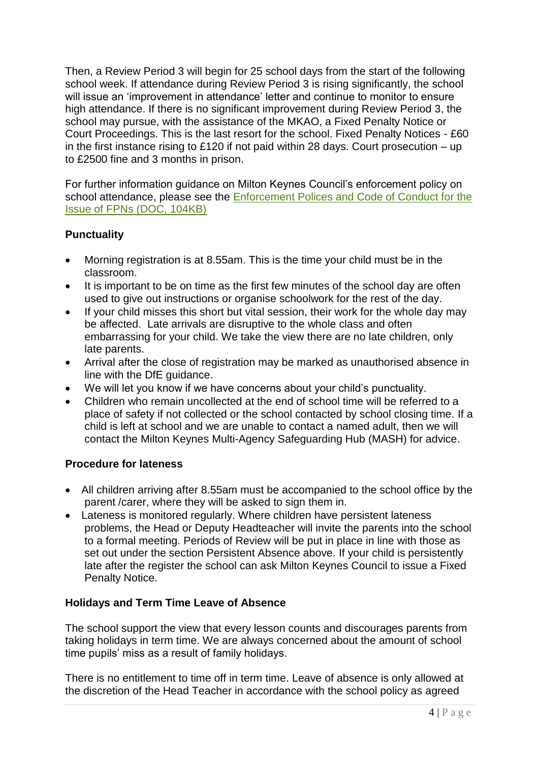Then, a Review Period 3 will begin for 25 school days from the start of the following school week. If attendance during Review Period 3 is rising significantly, the school will issue an 'improvement in attendance' letter and continue to monitor to ensure high attendance. If there is no significant improvement during Review Period 3, the school may pursue, with the assistance of the MKAO, a Fixed Penalty Notice or Court Proceedings. This is the last resort for the school. Fixed Penalty Notices - £60 in the first instance rising to £120 if not paid within 28 days. Court prosecution – up to £2500 fine and 3 months in prison.

For further information guidance on Milton Keynes Council's enforcement policy on school attendance, please see the Enforcement Polices and Code of Conduct for the Issue of FPNs (DOC, 104KB)

**Punctuality**

- Morning registration is at 8.55am. This is the time your child must be in the classroom.
- It is important to be on time as the first few minutes of the school day are often used to give out instructions or organise schoolwork for the rest of the day.
- If your child misses this short but vital session, their work for the whole day may be affected. Late arrivals are disruptive to the whole class and often embarrassing for your child. We take the view there are no late children, only late parents.
- Arrival after the close of registration may be marked as unauthorised absence in line with the DfE guidance.
- We will let you know if we have concerns about your child's punctuality.
- Children who remain uncollected at the end of school time will be referred to a place of safety if not collected or the school contacted by school closing time. If a child is left at school and we are unable to contact a named adult, then we will contact the Milton Keynes Multi-Agency Safeguarding Hub (MASH) for advice.

**Procedure for lateness**

- All children arriving after 8.55am must be accompanied to the school office by the parent /carer, where they will be asked to sign them in.
- Lateness is monitored regularly. Where children have persistent lateness problems, the Head or Deputy Headteacher will invite the parents into the school to a formal meeting. Periods of Review will be put in place in line with those as set out under the section Persistent Absence above. If your child is persistently late after the register the school can ask Milton Keynes Council to issue a Fixed Penalty Notice.

**Holidays and Term Time Leave of Absence**

The school support the view that every lesson counts and discourages parents from taking holidays in term time. We are always concerned about the amount of school time pupils' miss as a result of family holidays.

There is no entitlement to time off in term time. Leave of absence is only allowed at the discretion of the Head Teacher in accordance with the school policy as agreed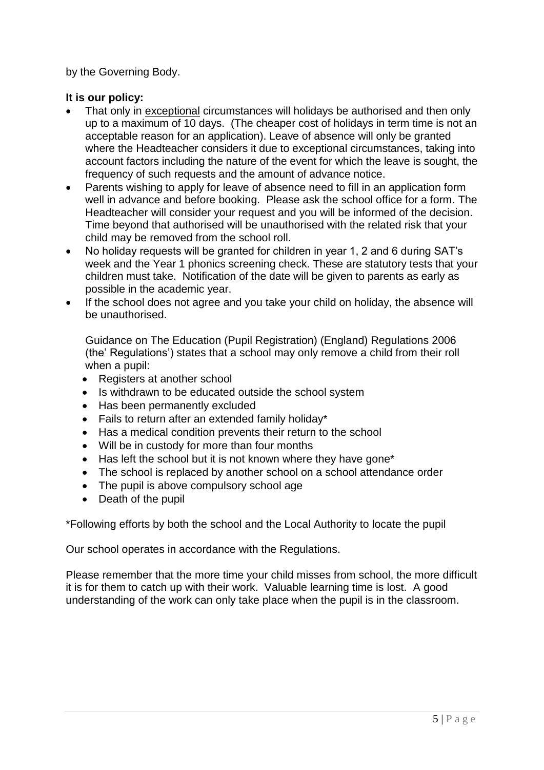by the Governing Body.

**It is our policy:**

- That only in exceptional circumstances will holidays be authorised and then only up to a maximum of 10 days. (The cheaper cost of holidays in term time is not an acceptable reason for an application). Leave of absence will only be granted where the Headteacher considers it due to exceptional circumstances, taking into account factors including the nature of the event for which the leave is sought, the frequency of such requests and the amount of advance notice.
- Parents wishing to apply for leave of absence need to fill in an application form well in advance and before booking. Please ask the school office for a form. The Headteacher will consider your request and you will be informed of the decision. Time beyond that authorised will be unauthorised with the related risk that your child may be removed from the school roll.
- No holiday requests will be granted for children in year 1, 2 and 6 during SAT's week and the Year 1 phonics screening check. These are statutory tests that your children must take. Notification of the date will be given to parents as early as possible in the academic year.
- If the school does not agree and you take your child on holiday, the absence will be unauthorised.

  Guidance on The Education (Pupil Registration) (England) Regulations 2006 (the' Regulations') states that a school may only remove a child from their roll when a pupil:

  - Registers at another school
  - Is withdrawn to be educated outside the school system
  - Has been permanently excluded
  - Fails to return after an extended family holiday*
  - Has a medical condition prevents their return to the school
  - Will be in custody for more than four months
  - Has left the school but it is not known where they have gone*
  - The school is replaced by another school on a school attendance order
  - The pupil is above compulsory school age
  - Death of the pupil

*Following efforts by both the school and the Local Authority to locate the pupil

Our school operates in accordance with the Regulations.

Please remember that the more time your child misses from school, the more difficult it is for them to catch up with their work. Valuable learning time is lost. A good understanding of the work can only take place when the pupil is in the classroom.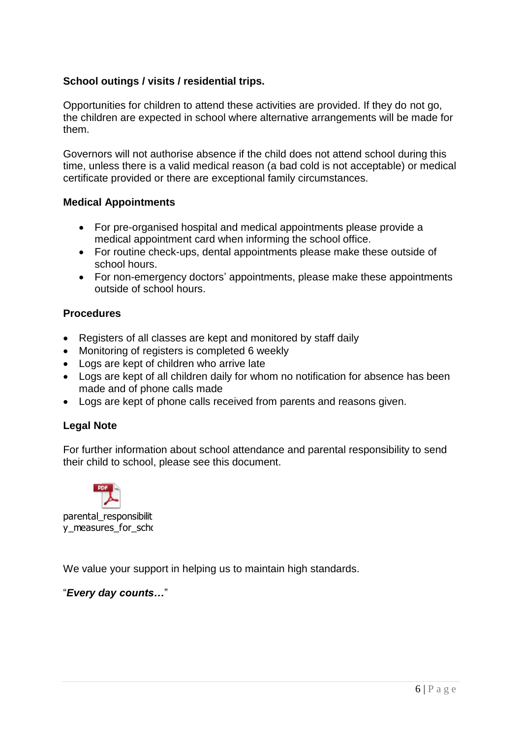**School outings / visits / residential trips.**

Opportunities for children to attend these activities are provided. If they do not go, the children are expected in school where alternative arrangements will be made for them.

Governors will not authorise absence if the child does not attend school during this time, unless there is a valid medical reason (a bad cold is not acceptable) or medical certificate provided or there are exceptional family circumstances.

**Medical Appointments**

- For pre-organised hospital and medical appointments please provide a medical appointment card when informing the school office.
- For routine check-ups, dental appointments please make these outside of school hours.
- For non-emergency doctors' appointments, please make these appointments outside of school hours.

**Procedures**

- Registers of all classes are kept and monitored by staff daily
- Monitoring of registers is completed 6 weekly
- Logs are kept of children who arrive late
- Logs are kept of all children daily for whom no notification for absence has been made and of phone calls made
- Logs are kept of phone calls received from parents and reasons given.

**Legal Note**

For further information about school attendance and parental responsibility to send their child to school, please see this document.

parental_responsibility_measures_for_sch

We value your support in helping us to maintain high standards.

"***Every day counts…***"